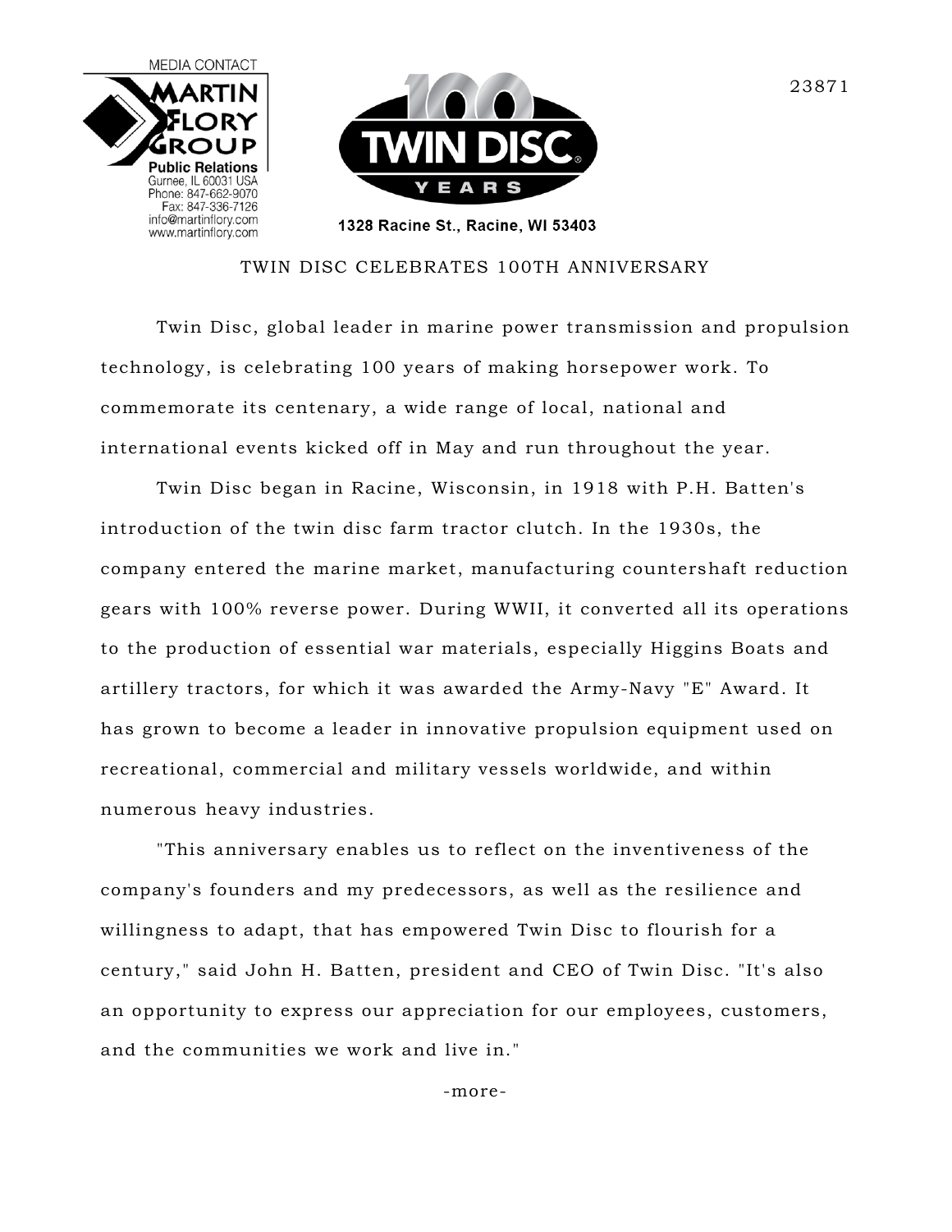MEDIA CONTACT

**MARTIN FLORY GROUP**
**Public Relations**
Gurnee, IL 60031 USA
Phone: 847-662-9070
Fax: 847-336-7126
info@martinflory.com
www.martinflory.com

**100 TWIN DISC YEARS**

1328 Racine St., Racine, WI 53403

23871

# TWIN DISC CELEBRATES 100TH ANNIVERSARY

Twin Disc, global leader in marine power transmission and propulsion technology, is celebrating 100 years of making horsepower work. To commemorate its centenary, a wide range of local, national and international events kicked off in May and run throughout the year.

Twin Disc began in Racine, Wisconsin, in 1918 with P.H. Batten's introduction of the twin disc farm tractor clutch. In the 1930s, the company entered the marine market, manufacturing countershaft reduction gears with 100% reverse power. During WWII, it converted all its operations to the production of essential war materials, especially Higgins Boats and artillery tractors, for which it was awarded the Army-Navy "E" Award. It has grown to become a leader in innovative propulsion equipment used on recreational, commercial and military vessels worldwide, and within numerous heavy industries.

"This anniversary enables us to reflect on the inventiveness of the company's founders and my predecessors, as well as the resilience and willingness to adapt, that has empowered Twin Disc to flourish for a century," said John H. Batten, president and CEO of Twin Disc. "It's also an opportunity to express our appreciation for our employees, customers, and the communities we work and live in."

-more-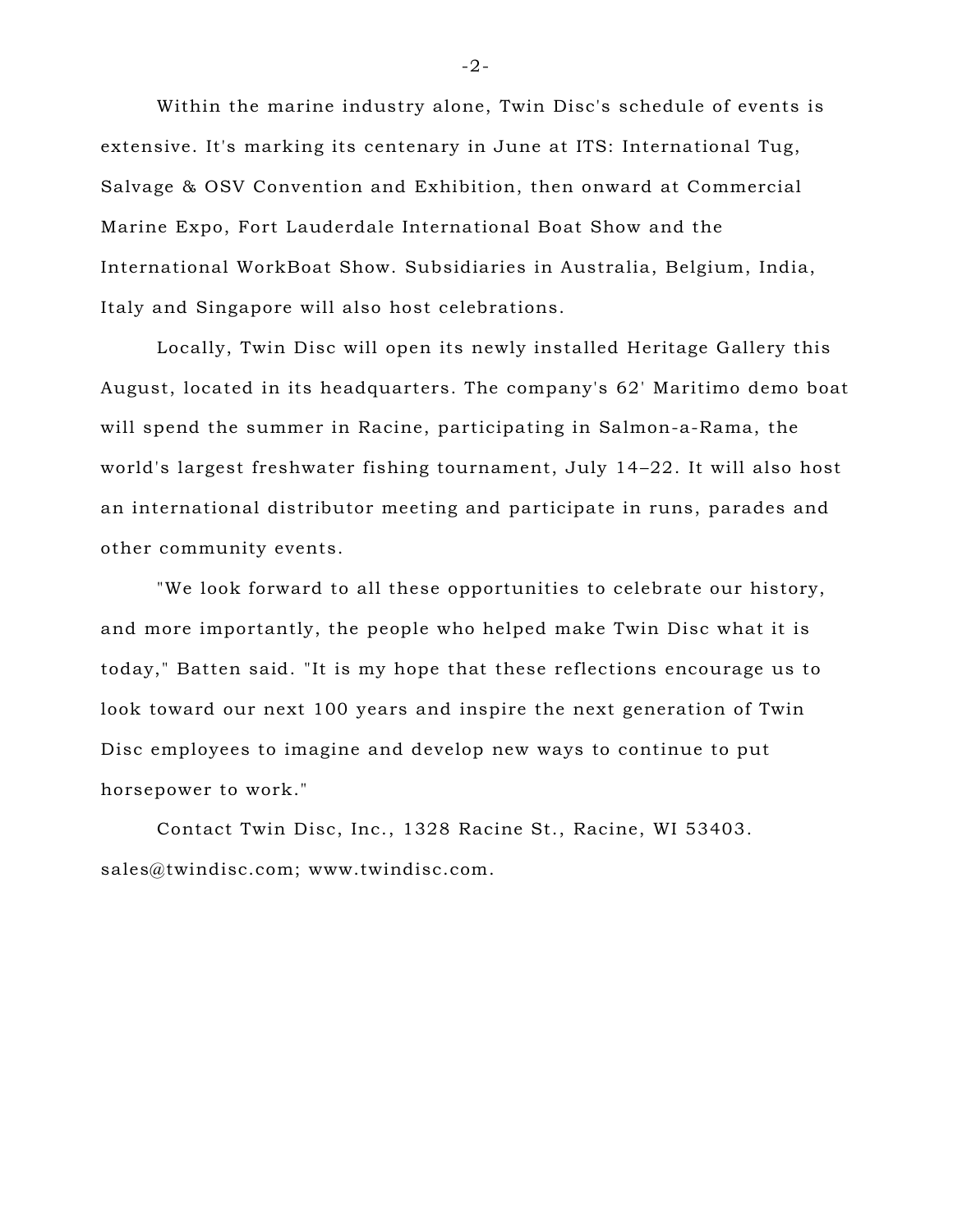Within the marine industry alone, Twin Disc's schedule of events is extensive. It's marking its centenary in June at ITS: International Tug, Salvage & OSV Convention and Exhibition, then onward at Commercial Marine Expo, Fort Lauderdale International Boat Show and the International WorkBoat Show. Subsidiaries in Australia, Belgium, India, Italy and Singapore will also host celebrations.

Locally, Twin Disc will open its newly installed Heritage Gallery this August, located in its headquarters. The company's 62' Maritimo demo boat will spend the summer in Racine, participating in Salmon-a-Rama, the world's largest freshwater fishing tournament, July 14–22. It will also host an international distributor meeting and participate in runs, parades and other community events.

"We look forward to all these opportunities to celebrate our history, and more importantly, the people who helped make Twin Disc what it is today," Batten said. "It is my hope that these reflections encourage us to look toward our next 100 years and inspire the next generation of Twin Disc employees to imagine and develop new ways to continue to put horsepower to work."

Contact Twin Disc, Inc., 1328 Racine St., Racine, WI 53403. sales@twindisc.com; www.twindisc.com.